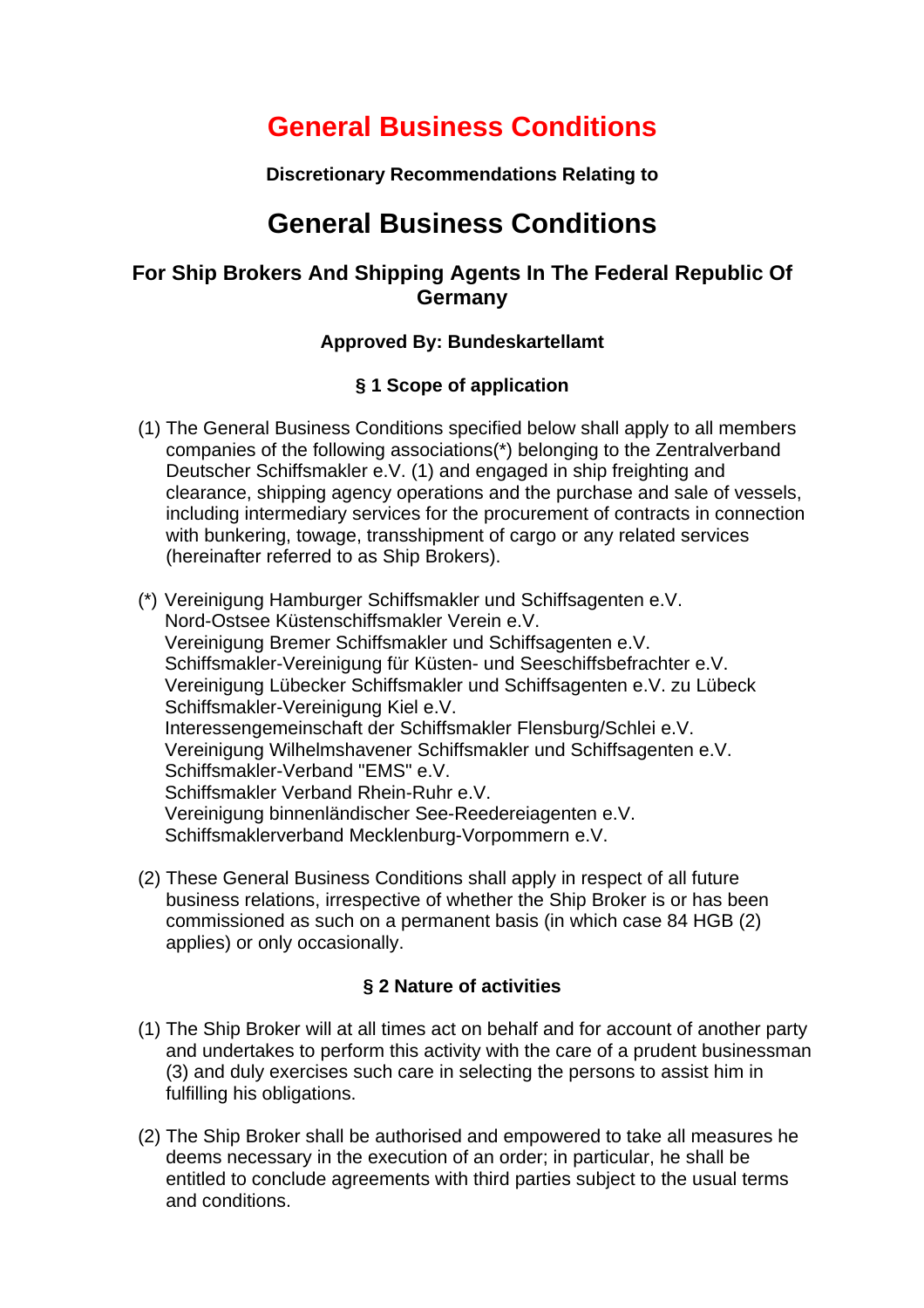# General Business Conditions

**Discretionary Recommendations Relating to**

# General Business Conditions

## For Ship Brokers And Shipping Agents In The Federal Republic Of Germany

**Approved By: Bundeskartellamt**

### § 1 Scope of application

(1) The General Business Conditions specified below shall apply to all members companies of the following associations(*) belonging to the Zentralverband Deutscher Schiffsmakler e.V. (1) and engaged in ship freighting and clearance, shipping agency operations and the purchase and sale of vessels, including intermediary services for the procurement of contracts in connection with bunkering, towage, transshipment of cargo or any related services (hereinafter referred to as Ship Brokers).

(*) Vereinigung Hamburger Schiffsmakler und Schiffsagenten e.V.
Nord-Ostsee Küstenschiffsmakler Verein e.V.
Vereinigung Bremer Schiffsmakler und Schiffsagenten e.V.
Schiffsmakler-Vereinigung für Küsten- und Seeschiffsbefrachter e.V.
Vereinigung Lübecker Schiffsmakler und Schiffsagenten e.V. zu Lübeck
Schiffsmakler-Vereinigung Kiel e.V.
Interessengemeinschaft der Schiffsmakler Flensburg/Schlei e.V.
Vereinigung Wilhelmshavener Schiffsmakler und Schiffsagenten e.V.
Schiffsmakler-Verband "EMS" e.V.
Schiffsmakler Verband Rhein-Ruhr e.V.
Vereinigung binnenländischer See-Reedereiagenten e.V.
Schiffsmaklerverband Mecklenburg-Vorpommern e.V.

(2) These General Business Conditions shall apply in respect of all future business relations, irrespective of whether the Ship Broker is or has been commissioned as such on a permanent basis (in which case 84 HGB (2) applies) or only occasionally.

### § 2 Nature of activities

(1) The Ship Broker will at all times act on behalf and for account of another party and undertakes to perform this activity with the care of a prudent businessman (3) and duly exercises such care in selecting the persons to assist him in fulfilling his obligations.

(2) The Ship Broker shall be authorised and empowered to take all measures he deems necessary in the execution of an order; in particular, he shall be entitled to conclude agreements with third parties subject to the usual terms and conditions.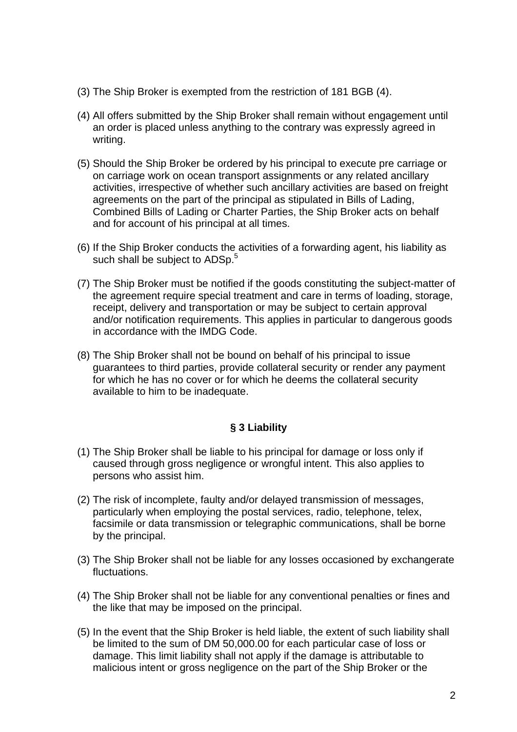(3) The Ship Broker is exempted from the restriction of 181 BGB (4).

(4) All offers submitted by the Ship Broker shall remain without engagement until an order is placed unless anything to the contrary was expressly agreed in writing.

(5) Should the Ship Broker be ordered by his principal to execute pre carriage or on carriage work on ocean transport assignments or any related ancillary activities, irrespective of whether such ancillary activities are based on freight agreements on the part of the principal as stipulated in Bills of Lading, Combined Bills of Lading or Charter Parties, the Ship Broker acts on behalf and for account of his principal at all times.

(6) If the Ship Broker conducts the activities of a forwarding agent, his liability as such shall be subject to ADSp.[5]

(7) The Ship Broker must be notified if the goods constituting the subject-matter of the agreement require special treatment and care in terms of loading, storage, receipt, delivery and transportation or may be subject to certain approval and/or notification requirements. This applies in particular to dangerous goods in accordance with the IMDG Code.

(8) The Ship Broker shall not be bound on behalf of his principal to issue guarantees to third parties, provide collateral security or render any payment for which he has no cover or for which he deems the collateral security available to him to be inadequate.

## § 3 Liability

(1) The Ship Broker shall be liable to his principal for damage or loss only if caused through gross negligence or wrongful intent. This also applies to persons who assist him.

(2) The risk of incomplete, faulty and/or delayed transmission of messages, particularly when employing the postal services, radio, telephone, telex, facsimile or data transmission or telegraphic communications, shall be borne by the principal.

(3) The Ship Broker shall not be liable for any losses occasioned by exchangerate fluctuations.

(4) The Ship Broker shall not be liable for any conventional penalties or fines and the like that may be imposed on the principal.

(5) In the event that the Ship Broker is held liable, the extent of such liability shall be limited to the sum of DM 50,000.00 for each particular case of loss or damage. This limit liability shall not apply if the damage is attributable to malicious intent or gross negligence on the part of the Ship Broker or the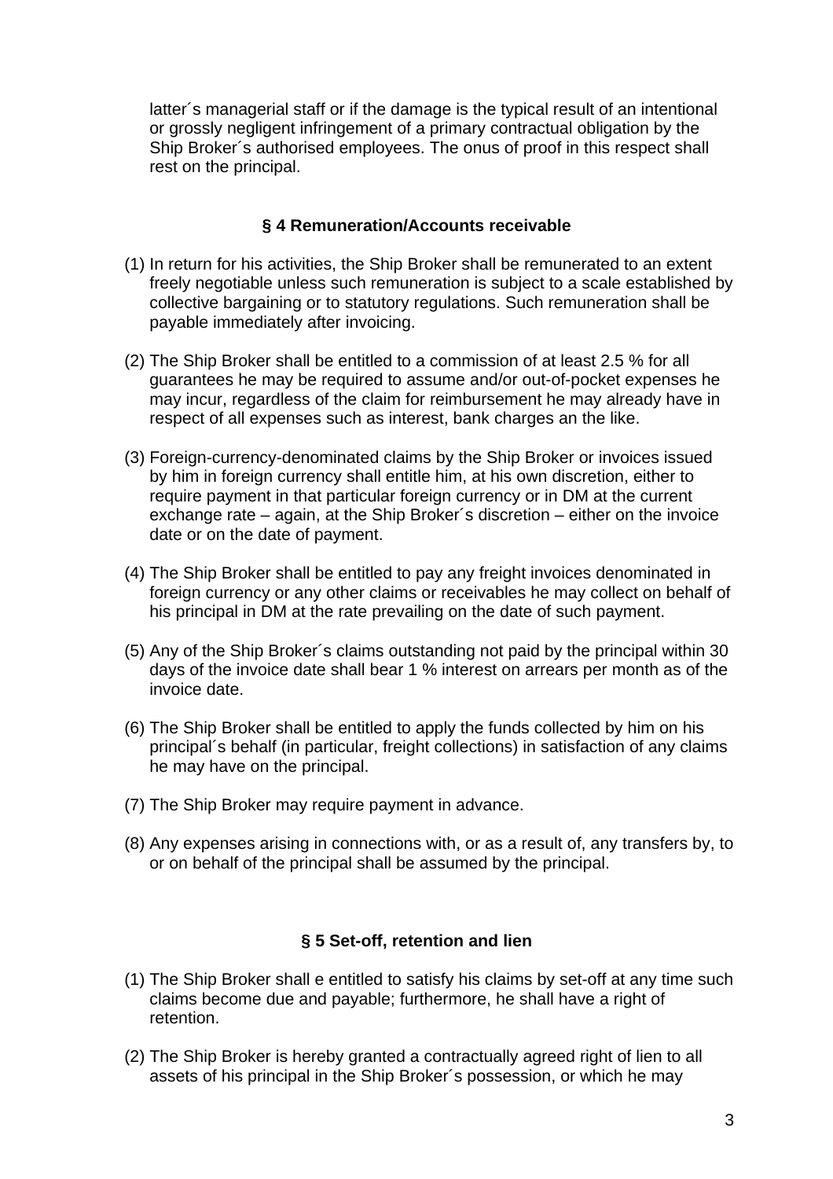latter´s managerial staff or if the damage is the typical result of an intentional or grossly negligent infringement of a primary contractual obligation by the Ship Broker´s authorised employees. The onus of proof in this respect shall rest on the principal.

### § 4 Remuneration/Accounts receivable

(1) In return for his activities, the Ship Broker shall be remunerated to an extent freely negotiable unless such remuneration is subject to a scale established by collective bargaining or to statutory regulations. Such remuneration shall be payable immediately after invoicing.

(2) The Ship Broker shall be entitled to a commission of at least 2.5 % for all guarantees he may be required to assume and/or out-of-pocket expenses he may incur, regardless of the claim for reimbursement he may already have in respect of all expenses such as interest, bank charges an the like.

(3) Foreign-currency-denominated claims by the Ship Broker or invoices issued by him in foreign currency shall entitle him, at his own discretion, either to require payment in that particular foreign currency or in DM at the current exchange rate – again, at the Ship Broker´s discretion – either on the invoice date or on the date of payment.

(4) The Ship Broker shall be entitled to pay any freight invoices denominated in foreign currency or any other claims or receivables he may collect on behalf of his principal in DM at the rate prevailing on the date of such payment.

(5) Any of the Ship Broker´s claims outstanding not paid by the principal within 30 days of the invoice date shall bear 1 % interest on arrears per month as of the invoice date.

(6) The Ship Broker shall be entitled to apply the funds collected by him on his principal´s behalf (in particular, freight collections) in satisfaction of any claims he may have on the principal.

(7) The Ship Broker may require payment in advance.

(8) Any expenses arising in connections with, or as a result of, any transfers by, to or on behalf of the principal shall be assumed by the principal.

### § 5 Set-off, retention and lien

(1) The Ship Broker shall e entitled to satisfy his claims by set-off at any time such claims become due and payable; furthermore, he shall have a right of retention.

(2) The Ship Broker is hereby granted a contractually agreed right of lien to all assets of his principal in the Ship Broker´s possession, or which he may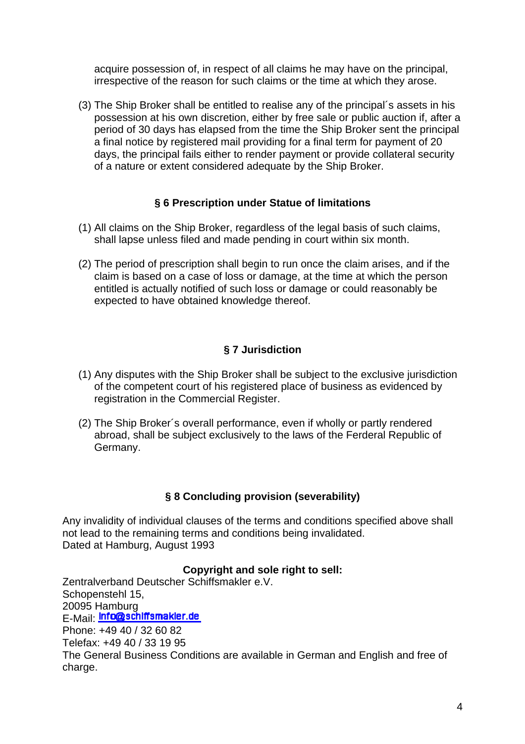acquire possession of, in respect of all claims he may have on the principal, irrespective of the reason for such claims or the time at which they arose.

(3) The Ship Broker shall be entitled to realise any of the principal´s assets in his possession at his own discretion, either by free sale or public auction if, after a period of 30 days has elapsed from the time the Ship Broker sent the principal a final notice by registered mail providing for a final term for payment of 20 days, the principal fails either to render payment or provide collateral security of a nature or extent considered adequate by the Ship Broker.

### § 6 Prescription under Statue of limitations

(1) All claims on the Ship Broker, regardless of the legal basis of such claims, shall lapse unless filed and made pending in court within six month.

(2) The period of prescription shall begin to run once the claim arises, and if the claim is based on a case of loss or damage, at the time at which the person entitled is actually notified of such loss or damage or could reasonably be expected to have obtained knowledge thereof.

### § 7 Jurisdiction

(1) Any disputes with the Ship Broker shall be subject to the exclusive jurisdiction of the competent court of his registered place of business as evidenced by registration in the Commercial Register.

(2) The Ship Broker´s overall performance, even if wholly or partly rendered abroad, shall be subject exclusively to the laws of the Ferderal Republic of Germany.

### § 8 Concluding provision (severability)

Any invalidity of individual clauses of the terms and conditions specified above shall not lead to the remaining terms and conditions being invalidated.
Dated at Hamburg, August 1993

**Copyright and sole right to sell:**

Zentralverband Deutscher Schiffsmakler e.V.
Schopenstehl 15,
20095 Hamburg
E-Mail: Info@schiffsmakler.de
Phone: +49 40 / 32 60 82
Telefax: +49 40 / 33 19 95
The General Business Conditions are available in German and English and free of charge.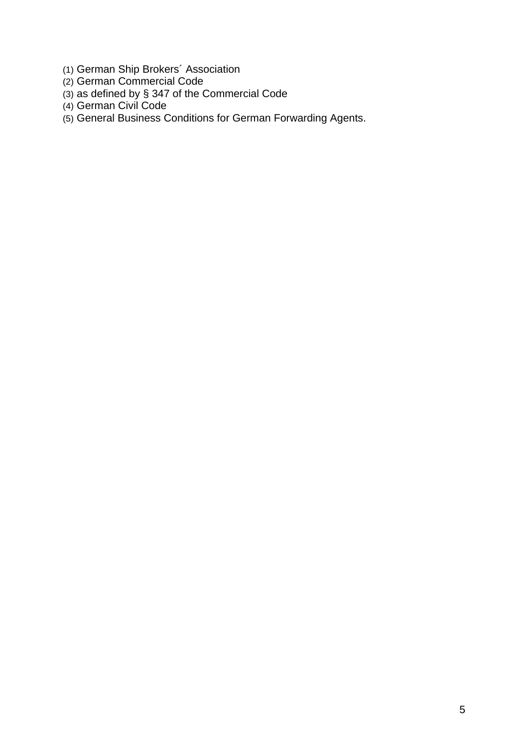(1) German Ship Brokers´ Association
(2) German Commercial Code
(3) as defined by § 347 of the Commercial Code
(4) German Civil Code
(5) General Business Conditions for German Forwarding Agents.